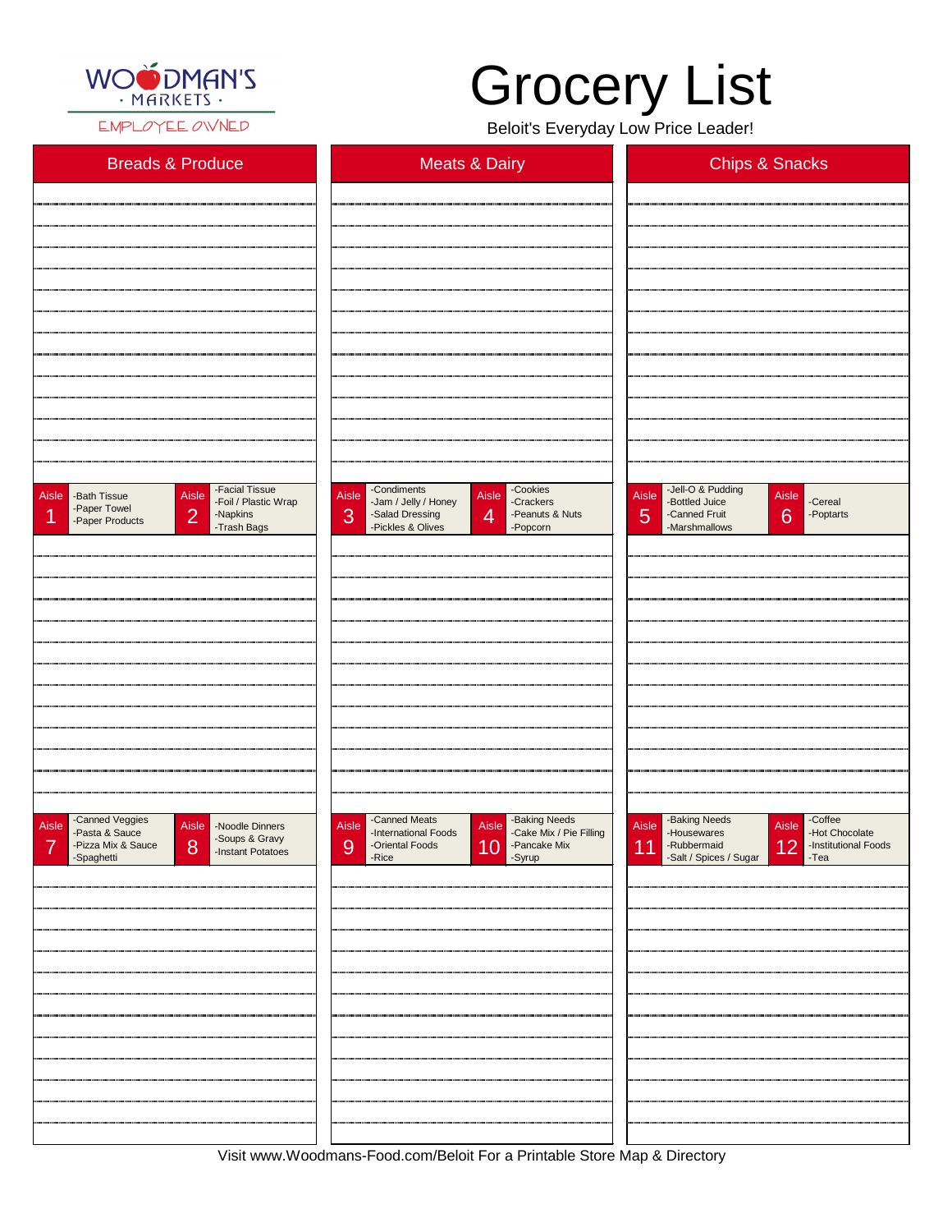WOODMAN'S
· MARKETS ·
EMPLOYEE OWNED

# Grocery List

Beloit's Everyday Low Price Leader!

## Breads & Produce

## Meats & Dairy

## Chips & Snacks

| Aisle | Items |
|---|---|
| Aisle 1 | -Bath Tissue<br>-Paper Towel<br>-Paper Products |
| Aisle 2 | -Facial Tissue<br>-Foil / Plastic Wrap<br>-Napkins<br>-Trash Bags |
| Aisle 3 | -Condiments<br>-Jam / Jelly / Honey<br>-Salad Dressing<br>-Pickles & Olives |
| Aisle 4 | -Cookies<br>-Crackers<br>-Peanuts & Nuts<br>-Popcorn |
| Aisle 5 | -Jell-O & Pudding<br>-Bottled Juice<br>-Canned Fruit<br>-Marshmallows |
| Aisle 6 | -Cereal<br>-Poptarts |
| Aisle 7 | -Canned Veggies<br>-Pasta & Sauce<br>-Pizza Mix & Sauce<br>-Spaghetti |
| Aisle 8 | -Noodle Dinners<br>-Soups & Gravy<br>-Instant Potatoes |
| Aisle 9 | -Canned Meats<br>-International Foods<br>-Oriental Foods<br>-Rice |
| Aisle 10 | -Baking Needs<br>-Cake Mix / Pie Filling<br>-Pancake Mix<br>-Syrup |
| Aisle 11 | -Baking Needs<br>-Housewares<br>-Rubbermaid<br>-Salt / Spices / Sugar |
| Aisle 12 | -Coffee<br>-Hot Chocolate<br>-Institutional Foods<br>-Tea |

Visit www.Woodmans-Food.com/Beloit For a Printable Store Map & Directory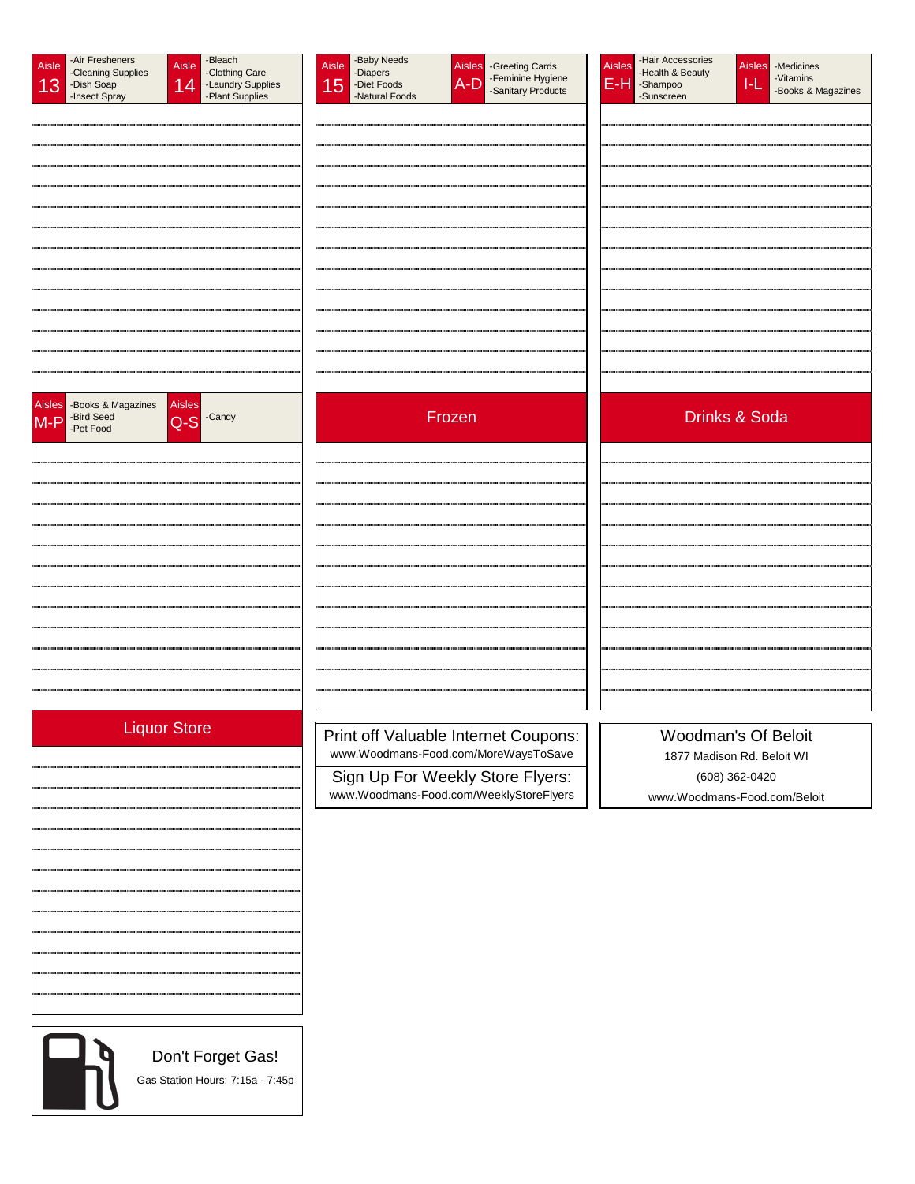**Aisle 13**
- Air Fresheners
- Cleaning Supplies
- Dish Soap
- Insect Spray

**Aisle 14**
- Bleach
- Clothing Care
- Laundry Supplies
- Plant Supplies

**Aisles M-P**
- Books & Magazines
- Bird Seed
- Pet Food

**Aisles Q-S**
- Candy

## Liquor Store

**Don't Forget Gas!**

Gas Station Hours: 7:15a - 7:45p

**Aisle 15**
- Baby Needs
- Diapers
- Diet Foods
- Natural Foods

**Aisles A-D**
- Greeting Cards
- Feminine Hygiene
- Sanitary Products

## Frozen

**Print off Valuable Internet Coupons:**
www.Woodmans-Food.com/MoreWaysToSave

**Sign Up For Weekly Store Flyers:**
www.Woodmans-Food.com/WeeklyStoreFlyers

**Aisles E-H**
- Hair Accessories
- Health & Beauty
- Shampoo
- Sunscreen

**Aisles I-L**
- Medicines
- Vitamins
- Books & Magazines

## Drinks & Soda

**Woodman's Of Beloit**

1877 Madison Rd. Beloit WI

(608) 362-0420

www.Woodmans-Food.com/Beloit